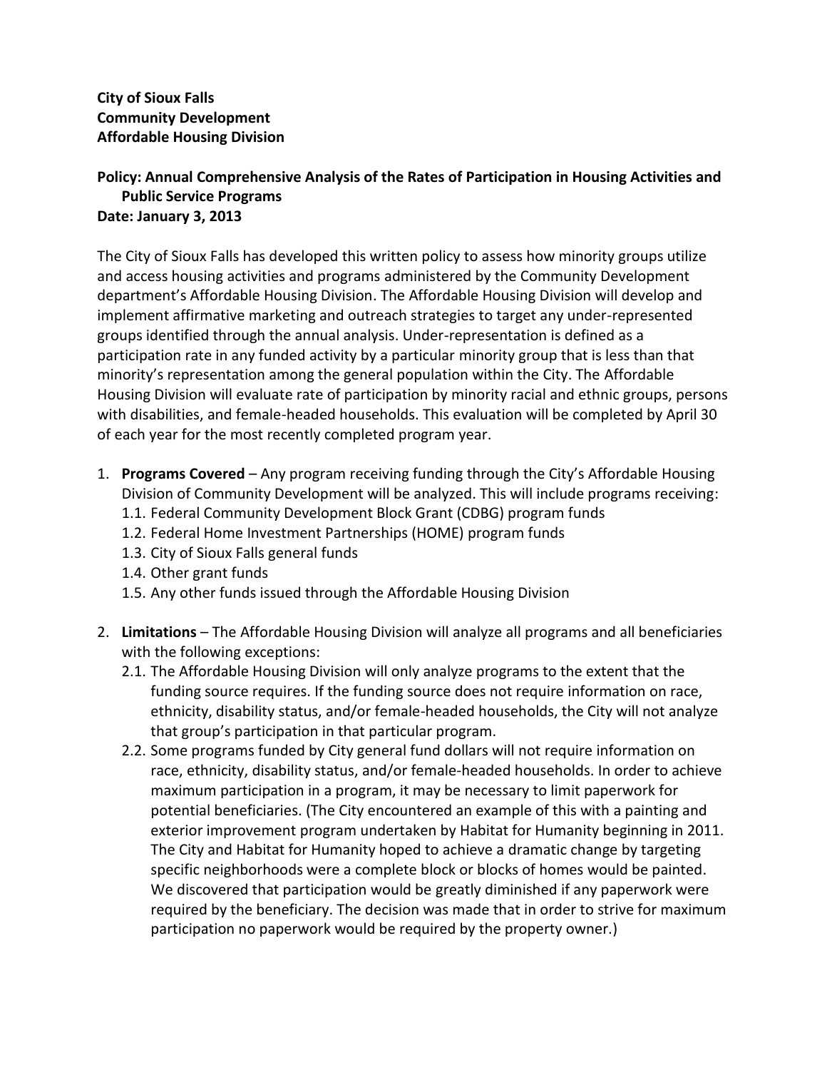**City of Sioux Falls**
**Community Development**
**Affordable Housing Division**

**Policy: Annual Comprehensive Analysis of the Rates of Participation in Housing Activities and Public Service Programs**
**Date: January 3, 2013**

The City of Sioux Falls has developed this written policy to assess how minority groups utilize and access housing activities and programs administered by the Community Development department's Affordable Housing Division. The Affordable Housing Division will develop and implement affirmative marketing and outreach strategies to target any under-represented groups identified through the annual analysis. Under-representation is defined as a participation rate in any funded activity by a particular minority group that is less than that minority's representation among the general population within the City. The Affordable Housing Division will evaluate rate of participation by minority racial and ethnic groups, persons with disabilities, and female-headed households. This evaluation will be completed by April 30 of each year for the most recently completed program year.

1. **Programs Covered** – Any program receiving funding through the City's Affordable Housing Division of Community Development will be analyzed. This will include programs receiving:
   1.1. Federal Community Development Block Grant (CDBG) program funds
   1.2. Federal Home Investment Partnerships (HOME) program funds
   1.3. City of Sioux Falls general funds
   1.4. Other grant funds
   1.5. Any other funds issued through the Affordable Housing Division

2. **Limitations** – The Affordable Housing Division will analyze all programs and all beneficiaries with the following exceptions:
   2.1. The Affordable Housing Division will only analyze programs to the extent that the funding source requires. If the funding source does not require information on race, ethnicity, disability status, and/or female-headed households, the City will not analyze that group's participation in that particular program.
   2.2. Some programs funded by City general fund dollars will not require information on race, ethnicity, disability status, and/or female-headed households. In order to achieve maximum participation in a program, it may be necessary to limit paperwork for potential beneficiaries. (The City encountered an example of this with a painting and exterior improvement program undertaken by Habitat for Humanity beginning in 2011. The City and Habitat for Humanity hoped to achieve a dramatic change by targeting specific neighborhoods were a complete block or blocks of homes would be painted. We discovered that participation would be greatly diminished if any paperwork were required by the beneficiary. The decision was made that in order to strive for maximum participation no paperwork would be required by the property owner.)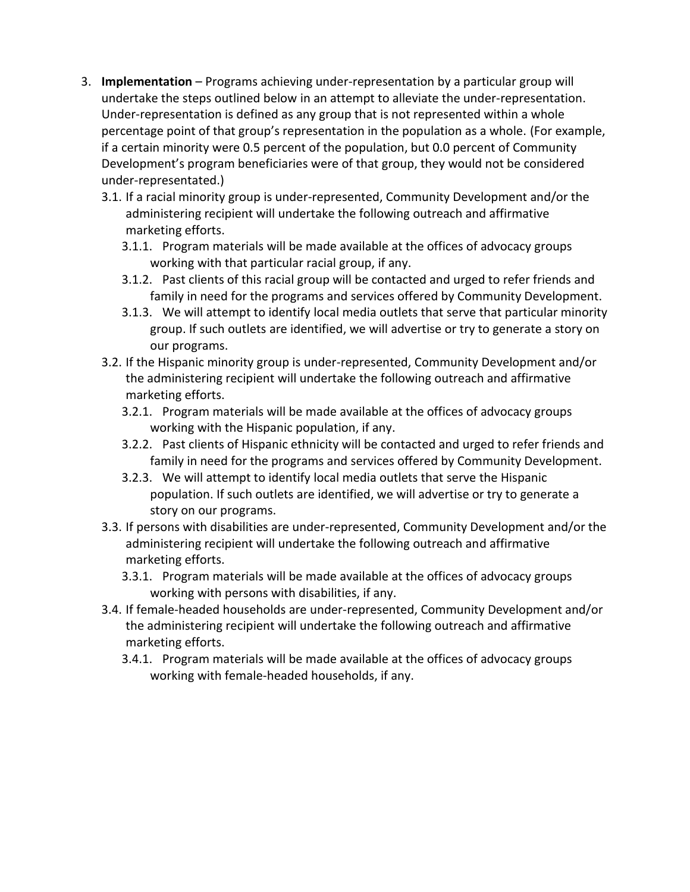3. **Implementation** – Programs achieving under-representation by a particular group will undertake the steps outlined below in an attempt to alleviate the under-representation. Under-representation is defined as any group that is not represented within a whole percentage point of that group's representation in the population as a whole. (For example, if a certain minority were 0.5 percent of the population, but 0.0 percent of Community Development's program beneficiaries were of that group, they would not be considered under-representated.)
   - 3.1. If a racial minority group is under-represented, Community Development and/or the administering recipient will undertake the following outreach and affirmative marketing efforts.
     - 3.1.1. Program materials will be made available at the offices of advocacy groups working with that particular racial group, if any.
     - 3.1.2. Past clients of this racial group will be contacted and urged to refer friends and family in need for the programs and services offered by Community Development.
     - 3.1.3. We will attempt to identify local media outlets that serve that particular minority group. If such outlets are identified, we will advertise or try to generate a story on our programs.
   - 3.2. If the Hispanic minority group is under-represented, Community Development and/or the administering recipient will undertake the following outreach and affirmative marketing efforts.
     - 3.2.1. Program materials will be made available at the offices of advocacy groups working with the Hispanic population, if any.
     - 3.2.2. Past clients of Hispanic ethnicity will be contacted and urged to refer friends and family in need for the programs and services offered by Community Development.
     - 3.2.3. We will attempt to identify local media outlets that serve the Hispanic population. If such outlets are identified, we will advertise or try to generate a story on our programs.
   - 3.3. If persons with disabilities are under-represented, Community Development and/or the administering recipient will undertake the following outreach and affirmative marketing efforts.
     - 3.3.1. Program materials will be made available at the offices of advocacy groups working with persons with disabilities, if any.
   - 3.4. If female-headed households are under-represented, Community Development and/or the administering recipient will undertake the following outreach and affirmative marketing efforts.
     - 3.4.1. Program materials will be made available at the offices of advocacy groups working with female-headed households, if any.